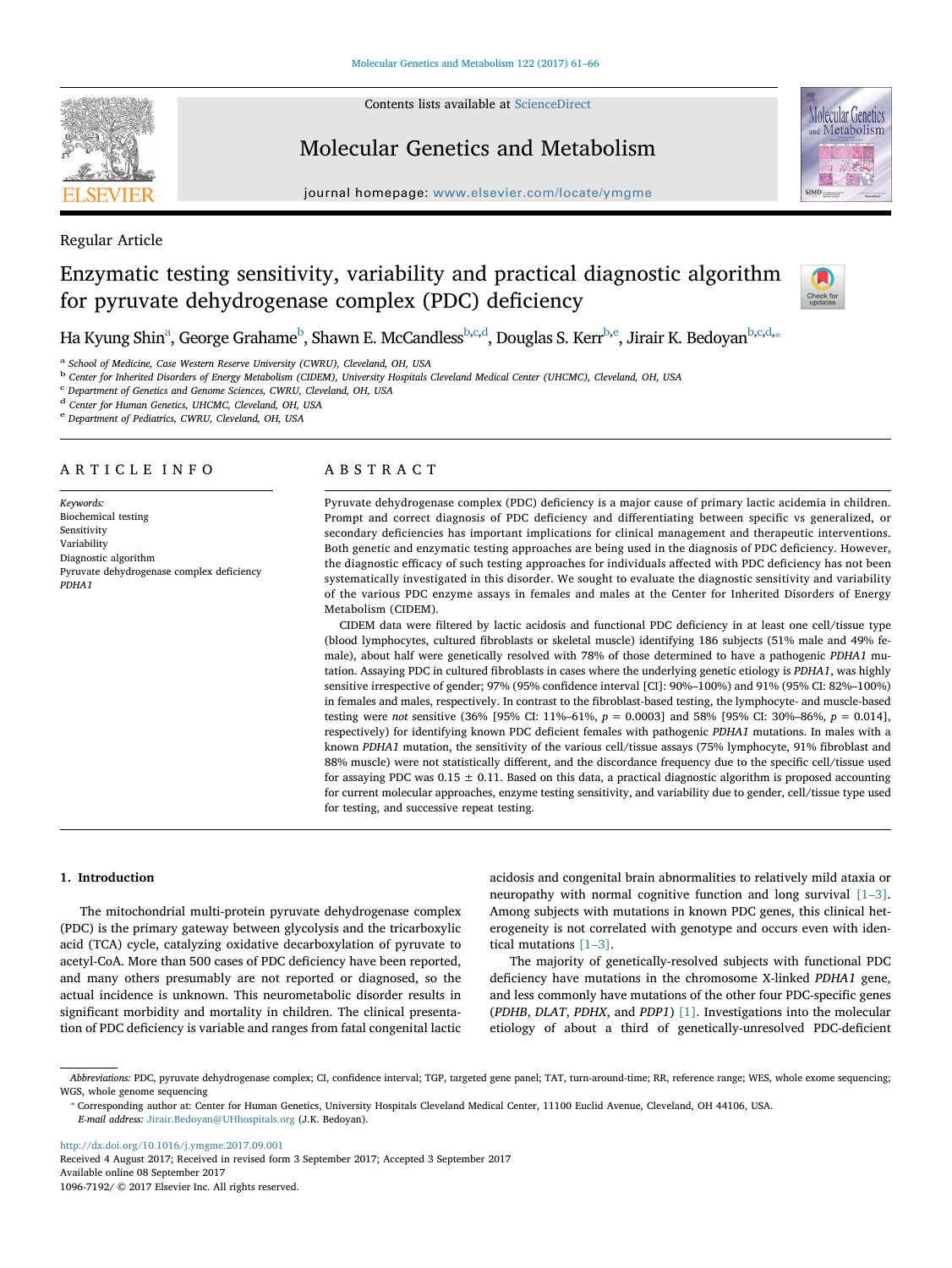Regular Article

# Enzymatic testing sensitivity, variability and practical diagnostic algorithm for pyruvate dehydrogenase complex (PDC) deficiency

Ha Kyung Shin[a], George Grahame[b], Shawn E. McCandless[b,c,d], Douglas S. Kerr[b,e], Jirair K. Bedoyan[b,c,d,*]

[a] School of Medicine, Case Western Reserve University (CWRU), Cleveland, OH, USA
[b] Center for Inherited Disorders of Energy Metabolism (CIDEM), University Hospitals Cleveland Medical Center (UHCMC), Cleveland, OH, USA
[c] Department of Genetics and Genome Sciences, CWRU, Cleveland, OH, USA
[d] Center for Human Genetics, UHCMC, Cleveland, OH, USA
[e] Department of Pediatrics, CWRU, Cleveland, OH, USA

## ARTICLE INFO

*Keywords:*
Biochemical testing
Sensitivity
Variability
Diagnostic algorithm
Pyruvate dehydrogenase complex deficiency
*PDHA1*

## ABSTRACT

Pyruvate dehydrogenase complex (PDC) deficiency is a major cause of primary lactic acidemia in children. Prompt and correct diagnosis of PDC deficiency and differentiating between specific vs generalized, or secondary deficiencies has important implications for clinical management and therapeutic interventions. Both genetic and enzymatic testing approaches are being used in the diagnosis of PDC deficiency. However, the diagnostic efficacy of such testing approaches for individuals affected with PDC deficiency has not been systematically investigated in this disorder. We sought to evaluate the diagnostic sensitivity and variability of the various PDC enzyme assays in females and males at the Center for Inherited Disorders of Energy Metabolism (CIDEM).

CIDEM data were filtered by lactic acidosis and functional PDC deficiency in at least one cell/tissue type (blood lymphocytes, cultured fibroblasts or skeletal muscle) identifying 186 subjects (51% male and 49% female), about half were genetically resolved with 78% of those determined to have a pathogenic *PDHA1* mutation. Assaying PDC in cultured fibroblasts in cases where the underlying genetic etiology is *PDHA1*, was highly sensitive irrespective of gender; 97% (95% confidence interval [CI]: 90%–100%) and 91% (95% CI: 82%–100%) in females and males, respectively. In contrast to the fibroblast-based testing, the lymphocyte- and muscle-based testing were *not* sensitive (36% [95% CI: 11%–61%, $p = 0.0003$] and 58% [95% CI: 30%–86%, $p = 0.014$], respectively) for identifying known PDC deficient females with pathogenic *PDHA1* mutations. In males with a known *PDHA1* mutation, the sensitivity of the various cell/tissue assays (75% lymphocyte, 91% fibroblast and 88% muscle) were not statistically different, and the discordance frequency due to the specific cell/tissue used for assaying PDC was $0.15 \pm 0.11$. Based on this data, a practical diagnostic algorithm is proposed accounting for current molecular approaches, enzyme testing sensitivity, and variability due to gender, cell/tissue type used for testing, and successive repeat testing.

## 1. Introduction

The mitochondrial multi-protein pyruvate dehydrogenase complex (PDC) is the primary gateway between glycolysis and the tricarboxylic acid (TCA) cycle, catalyzing oxidative decarboxylation of pyruvate to acetyl-CoA. More than 500 cases of PDC deficiency have been reported, and many others presumably are not reported or diagnosed, so the actual incidence is unknown. This neurometabolic disorder results in significant morbidity and mortality in children. The clinical presentation of PDC deficiency is variable and ranges from fatal congenital lactic acidosis and congenital brain abnormalities to relatively mild ataxia or neuropathy with normal cognitive function and long survival [1–3]. Among subjects with mutations in known PDC genes, this clinical heterogeneity is not correlated with genotype and occurs even with identical mutations [1–3].

The majority of genetically-resolved subjects with functional PDC deficiency have mutations in the chromosome X-linked *PDHA1* gene, and less commonly have mutations of the other four PDC-specific genes (*PDHB*, *DLAT*, *PDHX*, and *PDP1*) [1]. Investigations into the molecular etiology of about a third of genetically-unresolved PDC-deficient

---

*Abbreviations:* PDC, pyruvate dehydrogenase complex; CI, confidence interval; TGP, targeted gene panel; TAT, turn-around-time; RR, reference range; WES, whole exome sequencing; WGS, whole genome sequencing

\* Corresponding author at: Center for Human Genetics, University Hospitals Cleveland Medical Center, 11100 Euclid Avenue, Cleveland, OH 44106, USA.
*E-mail address:* Jirair.Bedoyan@UHhospitals.org (J.K. Bedoyan).

http://dx.doi.org/10.1016/j.ymgme.2017.09.001
Received 4 August 2017; Received in revised form 3 September 2017; Accepted 3 September 2017
Available online 08 September 2017
1096-7192/ © 2017 Elsevier Inc. All rights reserved.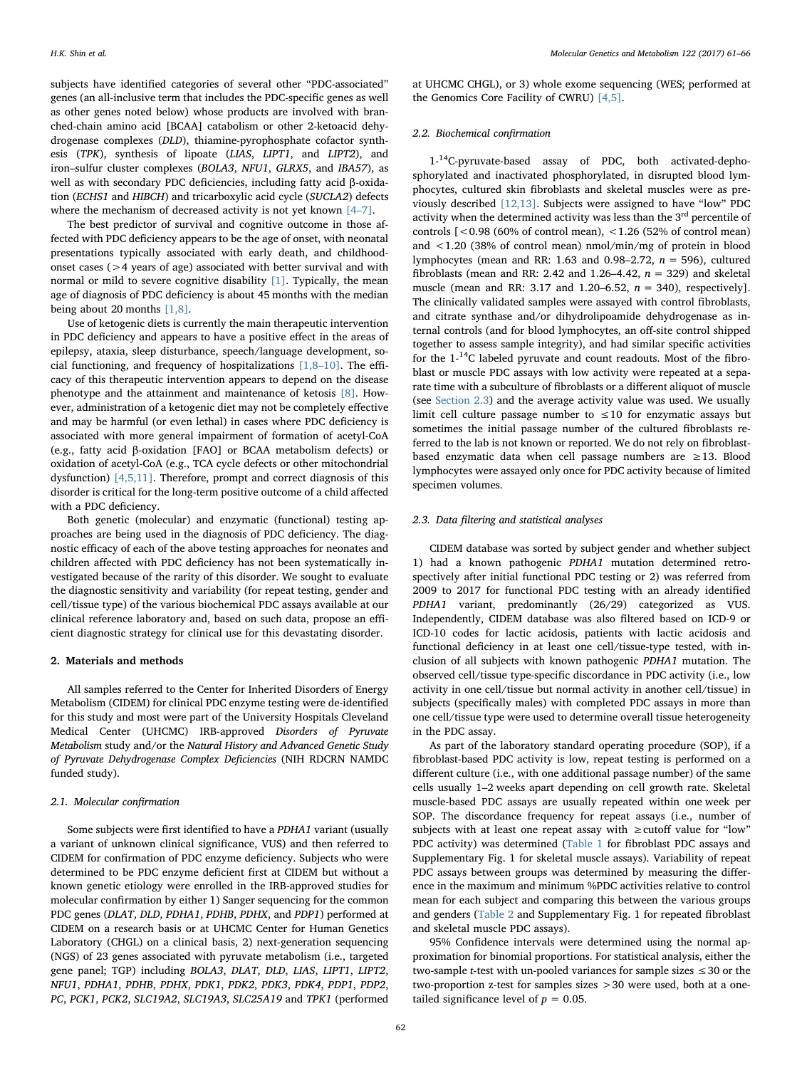subjects have identified categories of several other "PDC-associated" genes (an all-inclusive term that includes the PDC-specific genes as well as other genes noted below) whose products are involved with branched-chain amino acid [BCAA] catabolism or other 2-ketoacid dehydrogenase complexes (*DLD*), thiamine-pyrophosphate cofactor synthesis (*TPK*), synthesis of lipoate (*LIAS*, *LIPT1*, and *LIPT2*), and iron–sulfur cluster complexes (*BOLA3*, *NFU1*, *GLRX5*, and *IBA57*), as well as with secondary PDC deficiencies, including fatty acid β-oxidation (*ECHS1* and *HIBCH*) and tricarboxylic acid cycle (*SUCLA2*) defects where the mechanism of decreased activity is not yet known [4–7].

The best predictor of survival and cognitive outcome in those affected with PDC deficiency appears to be the age of onset, with neonatal presentations typically associated with early death, and childhood-onset cases (> 4 years of age) associated with better survival and with normal or mild to severe cognitive disability [1]. Typically, the mean age of diagnosis of PDC deficiency is about 45 months with the median being about 20 months [1,8].

Use of ketogenic diets is currently the main therapeutic intervention in PDC deficiency and appears to have a positive effect in the areas of epilepsy, ataxia, sleep disturbance, speech/language development, social functioning, and frequency of hospitalizations [1,8–10]. The efficacy of this therapeutic intervention appears to depend on the disease phenotype and the attainment and maintenance of ketosis [8]. However, administration of a ketogenic diet may not be completely effective and may be harmful (or even lethal) in cases where PDC deficiency is associated with more general impairment of formation of acetyl-CoA (e.g., fatty acid β-oxidation [FAO] or BCAA metabolism defects) or oxidation of acetyl-CoA (e.g., TCA cycle defects or other mitochondrial dysfunction) [4,5,11]. Therefore, prompt and correct diagnosis of this disorder is critical for the long-term positive outcome of a child affected with a PDC deficiency.

Both genetic (molecular) and enzymatic (functional) testing approaches are being used in the diagnosis of PDC deficiency. The diagnostic efficacy of each of the above testing approaches for neonates and children affected with PDC deficiency has not been systematically investigated because of the rarity of this disorder. We sought to evaluate the diagnostic sensitivity and variability (for repeat testing, gender and cell/tissue type) of the various biochemical PDC assays available at our clinical reference laboratory and, based on such data, propose an efficient diagnostic strategy for clinical use for this devastating disorder.

## 2. Materials and methods

All samples referred to the Center for Inherited Disorders of Energy Metabolism (CIDEM) for clinical PDC enzyme testing were de-identified for this study and most were part of the University Hospitals Cleveland Medical Center (UHCMC) IRB-approved *Disorders of Pyruvate Metabolism* study and/or the *Natural History and Advanced Genetic Study of Pyruvate Dehydrogenase Complex Deficiencies* (NIH RDCRN NAMDC funded study).

### 2.1. Molecular confirmation

Some subjects were first identified to have a *PDHA1* variant (usually a variant of unknown clinical significance, VUS) and then referred to CIDEM for confirmation of PDC enzyme deficiency. Subjects who were determined to be PDC enzyme deficient first at CIDEM but without a known genetic etiology were enrolled in the IRB-approved studies for molecular confirmation by either 1) Sanger sequencing for the common PDC genes (*DLAT*, *DLD*, *PDHA1*, *PDHB*, *PDHX*, and *PDP1*) performed at CIDEM on a research basis or at UHCMC Center for Human Genetics Laboratory (CHGL) on a clinical basis, 2) next-generation sequencing (NGS) of 23 genes associated with pyruvate metabolism (i.e., targeted gene panel; TGP) including *BOLA3*, *DLAT*, *DLD*, *LIAS*, *LIPT1*, *LIPT2*, *NFU1*, *PDHA1*, *PDHB*, *PDHX*, *PDK1*, *PDK2*, *PDK3*, *PDK4*, *PDP1*, *PDP2*, *PC*, *PCK1*, *PCK2*, *SLC19A2*, *SLC19A3*, *SLC25A19* and *TPK1* (performed at UHCMC CHGL), or 3) whole exome sequencing (WES; performed at the Genomics Core Facility of CWRU) [4,5].

### 2.2. Biochemical confirmation

1-$^{14}$C-pyruvate-based assay of PDC, both activated-dephosphorylated and inactivated phosphorylated, in disrupted blood lymphocytes, cultured skin fibroblasts and skeletal muscles were as previously described [12,13]. Subjects were assigned to have "low" PDC activity when the determined activity was less than the 3$^{rd}$ percentile of controls [< 0.98 (60% of control mean), < 1.26 (52% of control mean) and < 1.20 (38% of control mean) nmol/min/mg of protein in blood lymphocytes (mean and RR: 1.63 and 0.98–2.72, $n = 596$), cultured fibroblasts (mean and RR: 2.42 and 1.26–4.42, $n = 329$) and skeletal muscle (mean and RR: 3.17 and 1.20–6.52, $n = 340$), respectively]. The clinically validated samples were assayed with control fibroblasts, and citrate synthase and/or dihydrolipoamide dehydrogenase as internal controls (and for blood lymphocytes, an off-site control shipped together to assess sample integrity), and had similar specific activities for the 1-$^{14}$C labeled pyruvate and count readouts. Most of the fibroblast or muscle PDC assays with low activity were repeated at a separate time with a subculture of fibroblasts or a different aliquot of muscle (see Section 2.3) and the average activity value was used. We usually limit cell culture passage number to ≤ 10 for enzymatic assays but sometimes the initial passage number of the cultured fibroblasts referred to the lab is not known or reported. We do not rely on fibroblast-based enzymatic data when cell passage numbers are ≥ 13. Blood lymphocytes were assayed only once for PDC activity because of limited specimen volumes.

### 2.3. Data filtering and statistical analyses

CIDEM database was sorted by subject gender and whether subject 1) had a known pathogenic *PDHA1* mutation determined retrospectively after initial functional PDC testing or 2) was referred from 2009 to 2017 for functional PDC testing with an already identified *PDHA1* variant, predominantly (26/29) categorized as VUS. Independently, CIDEM database was also filtered based on ICD-9 or ICD-10 codes for lactic acidosis, patients with lactic acidosis and functional deficiency in at least one cell/tissue-type tested, with inclusion of all subjects with known pathogenic *PDHA1* mutation. The observed cell/tissue type-specific discordance in PDC activity (i.e., low activity in one cell/tissue but normal activity in another cell/tissue) in subjects (specifically males) with completed PDC assays in more than one cell/tissue type were used to determine overall tissue heterogeneity in the PDC assay.

As part of the laboratory standard operating procedure (SOP), if a fibroblast-based PDC activity is low, repeat testing is performed on a different culture (i.e., with one additional passage number) of the same cells usually 1–2 weeks apart depending on cell growth rate. Skeletal muscle-based PDC assays are usually repeated within one week per SOP. The discordance frequency for repeat assays (i.e., number of subjects with at least one repeat assay with ≥ cutoff value for "low" PDC activity) was determined (Table 1 for fibroblast PDC assays and Supplementary Fig. 1 for skeletal muscle assays). Variability of repeat PDC assays between groups was determined by measuring the difference in the maximum and minimum %PDC activities relative to control mean for each subject and comparing this between the various groups and genders (Table 2 and Supplementary Fig. 1 for repeated fibroblast and skeletal muscle PDC assays).

95% Confidence intervals were determined using the normal approximation for binomial proportions. For statistical analysis, either the two-sample *t*-test with un-pooled variances for sample sizes ≤ 30 or the two-proportion z-test for samples sizes > 30 were used, both at a one-tailed significance level of $p = 0.05$.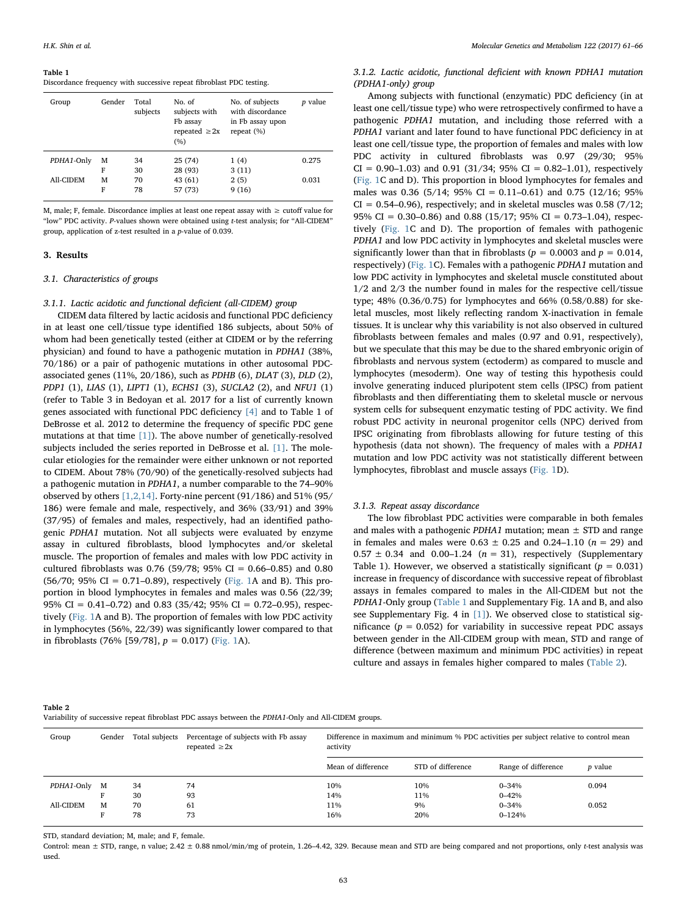**Table 1**
Discordance frequency with successive repeat fibroblast PDC testing.

| Group | Gender | Total subjects | No. of subjects with Fb assay repeated ≥2x (%) | No. of subjects with discordance in Fb assay upon repeat (%) | *p* value |
|---|---|---|---|---|---|
| *PDHA1*-Only | M | 34 | 25 (74) | 1 (4) | 0.275 |
| | F | 30 | 28 (93) | 3 (11) | |
| All-CIDEM | M | 70 | 43 (61) | 2 (5) | 0.031 |
| | F | 78 | 57 (73) | 9 (16) | |

M, male; F, female. Discordance implies at least one repeat assay with ≥ cutoff value for "low" PDC activity. *P*-values shown were obtained using *t*-test analysis; for "All-CIDEM" group, application of z-test resulted in a *p*-value of 0.039.

## 3. Results

### 3.1. Characteristics of groups

#### 3.1.1. Lactic acidotic and functional deficient (all-CIDEM) group

CIDEM data filtered by lactic acidosis and functional PDC deficiency in at least one cell/tissue type identified 186 subjects, about 50% of whom had been genetically tested (either at CIDEM or by the referring physician) and found to have a pathogenic mutation in *PDHA1* (38%, 70/186) or a pair of pathogenic mutations in other autosomal PDC-associated genes (11%, 20/186), such as *PDHB* (6), *DLAT* (3), *DLD* (2), *PDP1* (1), *LIAS* (1), *LIPT1* (1), *ECHS1* (3), *SUCLA2* (2), and *NFU1* (1) (refer to Table 3 in Bedoyan et al. 2017 for a list of currently known genes associated with functional PDC deficiency [4] and to Table 1 of DeBrosse et al. 2012 to determine the frequency of specific PDC gene mutations at that time [1]). The above number of genetically-resolved subjects included the series reported in DeBrosse et al. [1]. The molecular etiologies for the remainder were either unknown or not reported to CIDEM. About 78% (70/90) of the genetically-resolved subjects had a pathogenic mutation in *PDHA1*, a number comparable to the 74–90% observed by others [1,2,14]. Forty-nine percent (91/186) and 51% (95/186) were female and male, respectively, and 36% (33/91) and 39% (37/95) of females and males, respectively, had an identified pathogenic *PDHA1* mutation. Not all subjects were evaluated by enzyme assay in cultured fibroblasts, blood lymphocytes and/or skeletal muscle. The proportion of females and males with low PDC activity in cultured fibroblasts was 0.76 (59/78; 95% CI = 0.66–0.85) and 0.80 (56/70; 95% CI = 0.71–0.89), respectively (Fig. 1A and B). This proportion in blood lymphocytes in females and males was 0.56 (22/39; 95% CI = 0.41–0.72) and 0.83 (35/42; 95% CI = 0.72–0.95), respectively (Fig. 1A and B). The proportion of females with low PDC activity in lymphocytes (56%, 22/39) was significantly lower compared to that in fibroblasts (76% [59/78], $p = 0.017$) (Fig. 1A).

#### 3.1.2. Lactic acidotic, functional deficient with known PDHA1 mutation (PDHA1-only) group

Among subjects with functional (enzymatic) PDC deficiency (in at least one cell/tissue type) who were retrospectively confirmed to have a pathogenic *PDHA1* mutation, and including those referred with a *PDHA1* variant and later found to have functional PDC deficiency in at least one cell/tissue type, the proportion of females and males with low PDC activity in cultured fibroblasts was 0.97 (29/30; 95% CI = 0.90–1.03) and 0.91 (31/34; 95% CI = 0.82–1.01), respectively (Fig. 1C and D). This proportion in blood lymphocytes for females and males was 0.36 (5/14; 95% CI = 0.11–0.61) and 0.75 (12/16; 95% CI = 0.54–0.96), respectively; and in skeletal muscles was 0.58 (7/12; 95% CI = 0.30–0.86) and 0.88 (15/17; 95% CI = 0.73–1.04), respectively (Fig. 1C and D). The proportion of females with pathogenic *PDHA1* and low PDC activity in lymphocytes and skeletal muscles were significantly lower than that in fibroblasts ($p = 0.0003$ and $p = 0.014$, respectively) (Fig. 1C). Females with a pathogenic *PDHA1* mutation and low PDC activity in lymphocytes and skeletal muscle constituted about 1/2 and 2/3 the number found in males for the respective cell/tissue type; 48% (0.36/0.75) for lymphocytes and 66% (0.58/0.88) for skeletal muscles, most likely reflecting random X-inactivation in female tissues. It is unclear why this variability is not also observed in cultured fibroblasts between females and males (0.97 and 0.91, respectively), but we speculate that this may be due to the shared embryonic origin of fibroblasts and nervous system cells (ectoderm) as compared to muscle and lymphocytes (mesoderm). One way of testing this hypothesis could involve generating induced pluripotent stem cells (IPSC) from patient fibroblasts and then differentiating them to skeletal muscle or nervous system cells for subsequent enzymatic testing of PDC activity. We find robust PDC activity in neuronal progenitor cells (NPC) derived from IPSC originating from fibroblasts allowing for future testing of this hypothesis (data not shown). The frequency of males with a *PDHA1* mutation and low PDC activity was not statistically different between lymphocytes, fibroblast and muscle assays (Fig. 1D).

#### 3.1.3. Repeat assay discordance

The low fibroblast PDC activities were comparable in both females and males with a pathogenic *PDHA1* mutation; mean ± STD and range in females and males were 0.63 ± 0.25 and 0.24–1.10 ($n = 29$) and 0.57 ± 0.34 and 0.00–1.24 ($n = 31$), respectively (Supplementary Table 1). However, we observed a statistically significant ($p = 0.031$) increase in frequency of discordance with successive repeat of fibroblast assays in females compared to males in the All-CIDEM but not the *PDHA1*-Only group (Table 1 and Supplementary Fig. 1A and B, and also see Supplementary Fig. 4 in [1]). We observed close to statistical significance ($p = 0.052$) for variability in successive repeat PDC assays between gender in the All-CIDEM group with mean, STD and range of difference (between maximum and minimum PDC activities) in repeat culture and assays in females higher compared to males (Table 2).

**Table 2**
Variability of successive repeat fibroblast PDC assays between the *PDHA1*-Only and All-CIDEM groups.

| Group | Gender | Total subjects | Percentage of subjects with Fb assay repeated ≥2x | Difference in maximum and minimum % PDC activities per subject relative to control mean activity | | | |
|---|---|---|---|---|---|---|---|
| | | | | Mean of difference | STD of difference | Range of difference | *p* value |
| *PDHA1*-Only | M | 34 | 74 | 10% | 10% | 0–34% | 0.094 |
| | F | 30 | 93 | 14% | 11% | 0–42% | |
| All-CIDEM | M | 70 | 61 | 11% | 9% | 0–34% | 0.052 |
| | F | 78 | 73 | 16% | 20% | 0–124% | |

STD, standard deviation; M, male; and F, female.

Control: mean ± STD, range, n value; 2.42 ± 0.88 nmol/min/mg of protein, 1.26–4.42, 329. Because mean and STD are being compared and not proportions, only *t*-test analysis was used.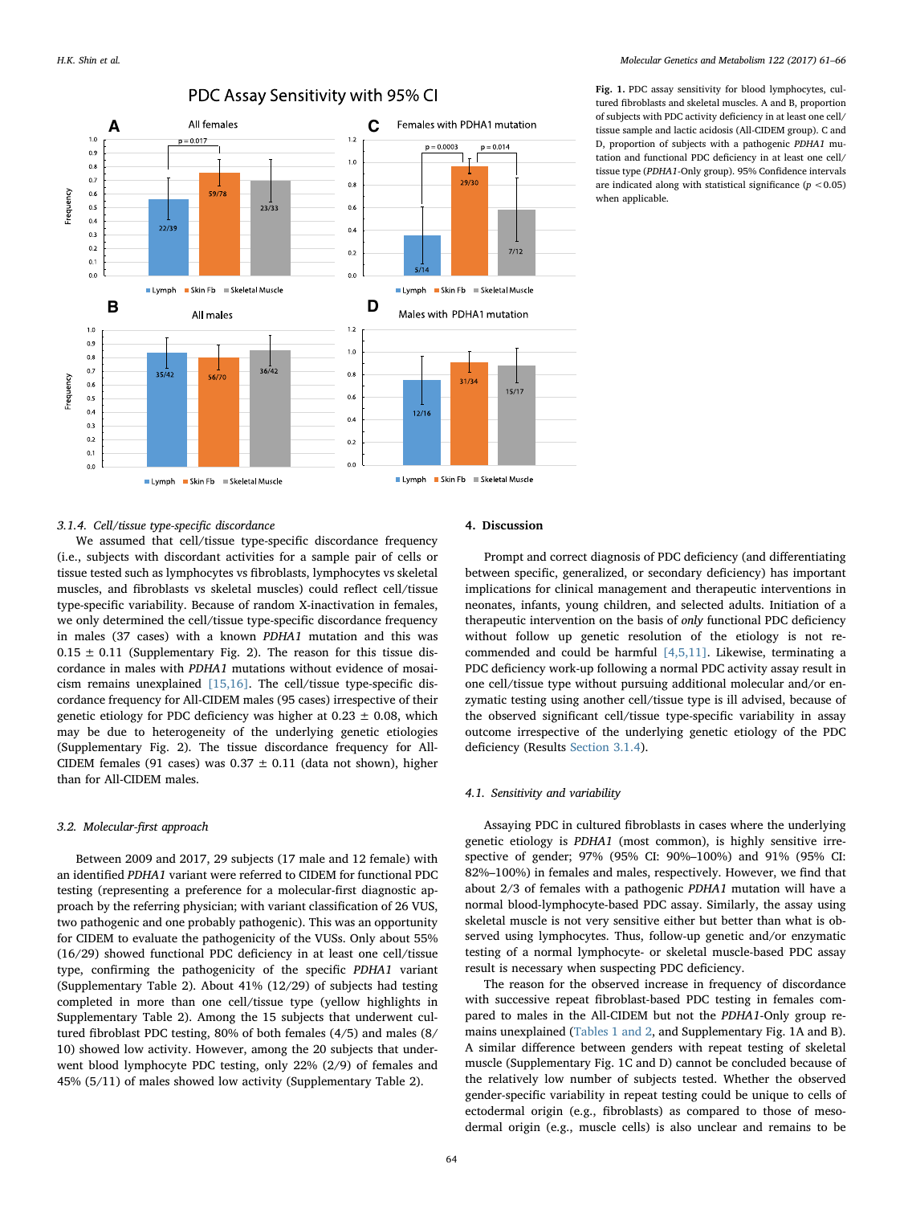Fig. 1. PDC assay sensitivity for blood lymphocytes, cultured fibroblasts and skeletal muscles. A and B, proportion of subjects with PDC activity deficiency in at least one cell/tissue sample and lactic acidosis (All-CIDEM group). C and D, proportion of subjects with a pathogenic *PDHA1* mutation and functional PDC deficiency in at least one cell/tissue type (*PDHA1*-Only group). 95% Confidence intervals are indicated along with statistical significance ($p < 0.05$) when applicable.

#### 3.1.4. Cell/tissue type-specific discordance

We assumed that cell/tissue type-specific discordance frequency (i.e., subjects with discordant activities for a sample pair of cells or tissue tested such as lymphocytes vs fibroblasts, lymphocytes vs skeletal muscles, and fibroblasts vs skeletal muscles) could reflect cell/tissue type-specific variability. Because of random X-inactivation in females, we only determined the cell/tissue type-specific discordance frequency in males (37 cases) with a known *PDHA1* mutation and this was $0.15 \pm 0.11$ (Supplementary Fig. 2). The reason for this tissue discordance in males with *PDHA1* mutations without evidence of mosaicism remains unexplained [15,16]. The cell/tissue type-specific discordance frequency for All-CIDEM males (95 cases) irrespective of their genetic etiology for PDC deficiency was higher at $0.23 \pm 0.08$, which may be due to heterogeneity of the underlying genetic etiologies (Supplementary Fig. 2). The tissue discordance frequency for All-CIDEM females (91 cases) was $0.37 \pm 0.11$ (data not shown), higher than for All-CIDEM males.

### 3.2. Molecular-first approach

Between 2009 and 2017, 29 subjects (17 male and 12 female) with an identified *PDHA1* variant were referred to CIDEM for functional PDC testing (representing a preference for a molecular-first diagnostic approach by the referring physician; with variant classification of 26 VUS, two pathogenic and one probably pathogenic). This was an opportunity for CIDEM to evaluate the pathogenicity of the VUSs. Only about 55% (16/29) showed functional PDC deficiency in at least one cell/tissue type, confirming the pathogenicity of the specific *PDHA1* variant (Supplementary Table 2). About 41% (12/29) of subjects had testing completed in more than one cell/tissue type (yellow highlights in Supplementary Table 2). Among the 15 subjects that underwent cultured fibroblast PDC testing, 80% of both females (4/5) and males (8/10) showed low activity. However, among the 20 subjects that underwent blood lymphocyte PDC testing, only 22% (2/9) of females and 45% (5/11) of males showed low activity (Supplementary Table 2).

## 4. Discussion

Prompt and correct diagnosis of PDC deficiency (and differentiating between specific, generalized, or secondary deficiency) has important implications for clinical management and therapeutic interventions in neonates, infants, young children, and selected adults. Initiation of a therapeutic intervention on the basis of *only* functional PDC deficiency without follow up genetic resolution of the etiology is not recommended and could be harmful [4,5,11]. Likewise, terminating a PDC deficiency work-up following a normal PDC activity assay result in one cell/tissue type without pursuing additional molecular and/or enzymatic testing using another cell/tissue type is ill advised, because of the observed significant cell/tissue type-specific variability in assay outcome irrespective of the underlying genetic etiology of the PDC deficiency (Results Section 3.1.4).

### 4.1. Sensitivity and variability

Assaying PDC in cultured fibroblasts in cases where the underlying genetic etiology is *PDHA1* (most common), is highly sensitive irrespective of gender; 97% (95% CI: 90%–100%) and 91% (95% CI: 82%–100%) in females and males, respectively. However, we find that about 2/3 of females with a pathogenic *PDHA1* mutation will have a normal blood-lymphocyte-based PDC assay. Similarly, the assay using skeletal muscle is not very sensitive either but better than what is observed using lymphocytes. Thus, follow-up genetic and/or enzymatic testing of a normal lymphocyte- or skeletal muscle-based PDC assay result is necessary when suspecting PDC deficiency.

The reason for the observed increase in frequency of discordance with successive repeat fibroblast-based PDC testing in females compared to males in the All-CIDEM but not the *PDHA1*-Only group remains unexplained (Tables 1 and 2, and Supplementary Fig. 1A and B). A similar difference between genders with repeat testing of skeletal muscle (Supplementary Fig. 1C and D) cannot be concluded because of the relatively low number of subjects tested. Whether the observed gender-specific variability in repeat testing could be unique to cells of ectodermal origin (e.g., fibroblasts) as compared to those of mesodermal origin (e.g., muscle cells) is also unclear and remains to be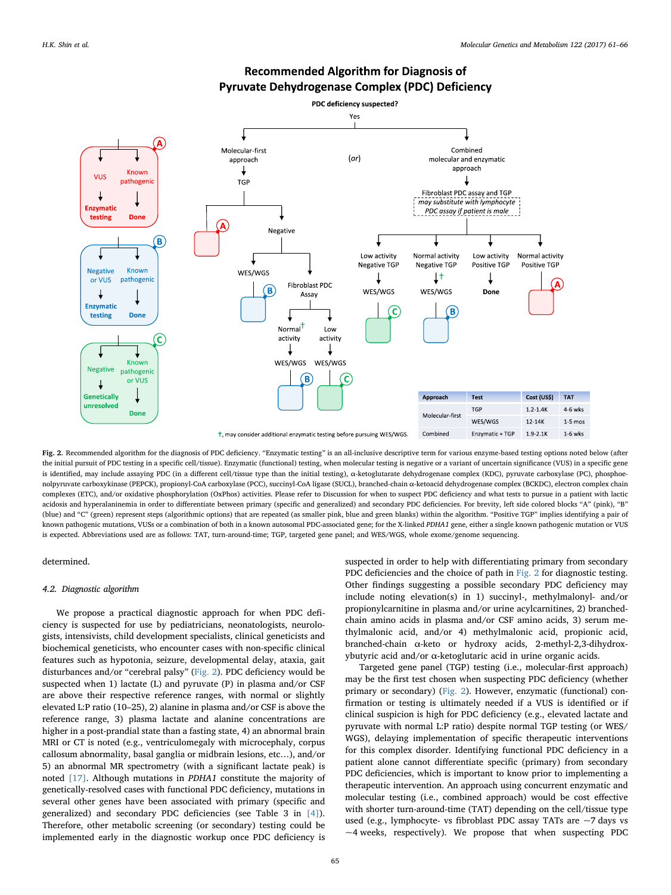**Recommended Algorithm for Diagnosis of Pyruvate Dehydrogenase Complex (PDC) Deficiency**

| Approach | Test | Cost (US$) | TAT |
|---|---|---|---|
| Molecular-first | TGP | 1.2-1.4K | 4-6 wks |
| | WES/WGS | 12-14K | 1-5 mos |
| Combined | Enzymatic + TGP | 1.9-2.1K | 1-6 wks |

†, may consider additional enzymatic testing before pursuing WES/WGS.

**Fig. 2.** Recommended algorithm for the diagnosis of PDC deficiency. "Enzymatic testing" is an all-inclusive descriptive term for various enzyme-based testing options noted below (after the initial pursuit of PDC testing in a specific cell/tissue). Enzymatic (functional) testing, when molecular testing is negative or a variant of uncertain significance (VUS) in a specific gene is identified, may include assaying PDC (in a different cell/tissue type than the initial testing), α-ketoglutarate dehydrogenase complex (KDC), pyruvate carboxylase (PC), phosphoenolpyruvate carboxykinase (PEPCK), propionyl-CoA carboxylase (PCC), succinyl-CoA ligase (SUCL), branched-chain α-ketoacid dehydrogenase complex (BCKDC), electron complex chain complexes (ETC), and/or oxidative phosphorylation (OxPhos) activities. Please refer to Discussion for when to suspect PDC deficiency and what tests to pursue in a patient with lactic acidosis and hyperalaninemia in order to differentiate between primary (specific and generalized) and secondary PDC deficiencies. For brevity, left side colored blocks "A" (pink), "B" (blue) and "C" (green) represent steps (algorithmic options) that are repeated (as smaller pink, blue and green blanks) within the algorithm. "Positive TGP" implies identifying a pair of known pathogenic mutations, VUSs or a combination of both in a known autosomal PDC-associated gene; for the X-linked *PDHA1* gene, either a single known pathogenic mutation or VUS is expected. Abbreviations used are as follows: TAT, turn-around-time; TGP, targeted gene panel; and WES/WGS, whole exome/genome sequencing.

determined.

### 4.2. Diagnostic algorithm

We propose a practical diagnostic approach for when PDC deficiency is suspected for use by pediatricians, neonatologists, neurologists, intensivists, child development specialists, clinical geneticists and biochemical geneticists, who encounter cases with non-specific clinical features such as hypotonia, seizure, developmental delay, ataxia, gait disturbances and/or "cerebral palsy" (Fig. 2). PDC deficiency would be suspected when 1) lactate (L) and pyruvate (P) in plasma and/or CSF are above their respective reference ranges, with normal or slightly elevated L:P ratio (10–25), 2) alanine in plasma and/or CSF is above the reference range, 3) plasma lactate and alanine concentrations are higher in a post-prandial state than a fasting state, 4) an abnormal brain MRI or CT is noted (e.g., ventriculomegaly with microcephaly, corpus callosum abnormality, basal ganglia or midbrain lesions, etc…), and/or 5) an abnormal MR spectrometry (with a significant lactate peak) is noted [17]. Although mutations in *PDHA1* constitute the majority of genetically-resolved cases with functional PDC deficiency, mutations in several other genes have been associated with primary (specific and generalized) and secondary PDC deficiencies (see Table 3 in [4]). Therefore, other metabolic screening (or secondary) testing could be implemented early in the diagnostic workup once PDC deficiency is suspected in order to help with differentiating primary from secondary PDC deficiencies and the choice of path in Fig. 2 for diagnostic testing. Other findings suggesting a possible secondary PDC deficiency may include noting elevation(s) in 1) succinyl-, methylmalonyl- and/or propionylcarnitine in plasma and/or urine acylcarnitines, 2) branched-chain amino acids in plasma and/or CSF amino acids, 3) serum methylmalonic acid, and/or 4) methylmalonic acid, propionic acid, branched-chain α-keto or hydroxy acids, 2-methyl-2,3-dihydroxybutyric acid and/or α-ketoglutaric acid in urine organic acids.

Targeted gene panel (TGP) testing (i.e., molecular-first approach) may be the first test chosen when suspecting PDC deficiency (whether primary or secondary) (Fig. 2). However, enzymatic (functional) confirmation or testing is ultimately needed if a VUS is identified or if clinical suspicion is high for PDC deficiency (e.g., elevated lactate and pyruvate with normal L:P ratio) despite normal TGP testing (or WES/WGS), delaying implementation of specific therapeutic interventions for this complex disorder. Identifying functional PDC deficiency in a patient alone cannot differentiate specific (primary) from secondary PDC deficiencies, which is important to know prior to implementing a therapeutic intervention. An approach using concurrent enzymatic and molecular testing (i.e., combined approach) would be cost effective with shorter turn-around-time (TAT) depending on the cell/tissue type used (e.g., lymphocyte- vs fibroblast PDC assay TATs are ~7 days vs ~4 weeks, respectively). We propose that when suspecting PDC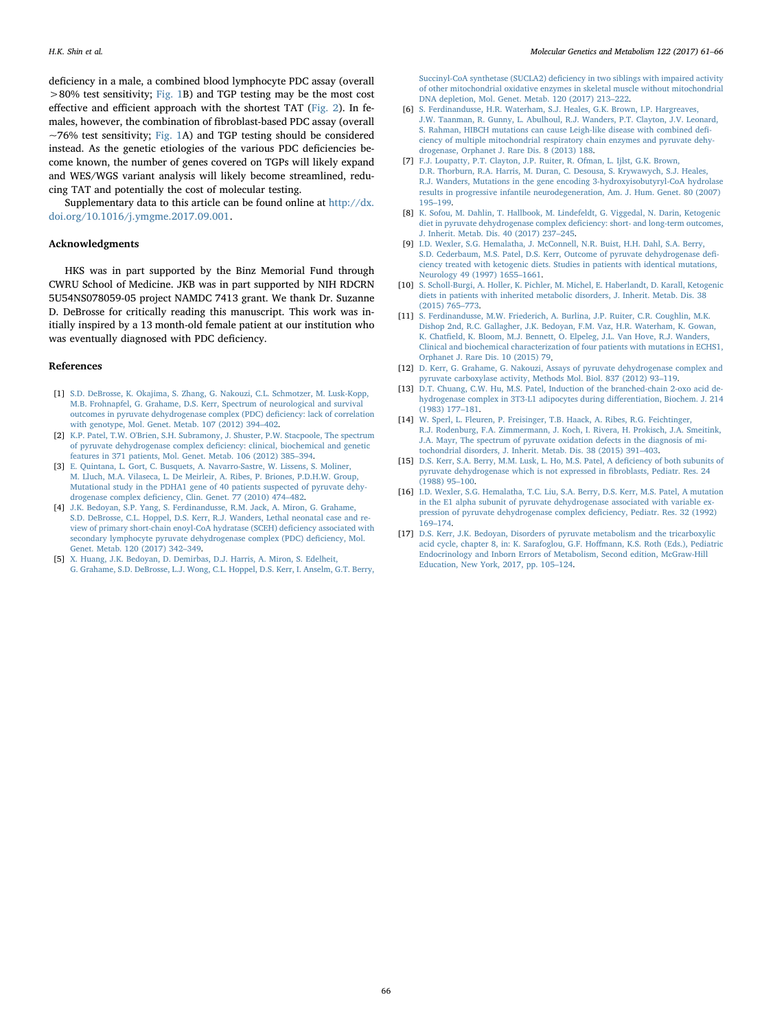deficiency in a male, a combined blood lymphocyte PDC assay (overall >80% test sensitivity; Fig. 1B) and TGP testing may be the most cost effective and efficient approach with the shortest TAT (Fig. 2). In females, however, the combination of fibroblast-based PDC assay (overall ~76% test sensitivity; Fig. 1A) and TGP testing should be considered instead. As the genetic etiologies of the various PDC deficiencies become known, the number of genes covered on TGPs will likely expand and WES/WGS variant analysis will likely become streamlined, reducing TAT and potentially the cost of molecular testing.

Supplementary data to this article can be found online at http://dx.doi.org/10.1016/j.ymgme.2017.09.001.

## Acknowledgments

HKS was in part supported by the Binz Memorial Fund through CWRU School of Medicine. JKB was in part supported by NIH RDCRN 5U54NS078059-05 project NAMDC 7413 grant. We thank Dr. Suzanne D. DeBrosse for critically reading this manuscript. This work was initially inspired by a 13 month-old female patient at our institution who was eventually diagnosed with PDC deficiency.

## References

[1] S.D. DeBrosse, K. Okajima, S. Zhang, G. Nakouzi, C.L. Schmotzer, M. Lusk-Kopp, M.B. Frohnapfel, G. Grahame, D.S. Kerr, Spectrum of neurological and survival outcomes in pyruvate dehydrogenase complex (PDC) deficiency: lack of correlation with genotype, Mol. Genet. Metab. 107 (2012) 394–402.

[2] K.P. Patel, T.W. O'Brien, S.H. Subramony, J. Shuster, P.W. Stacpoole, The spectrum of pyruvate dehydrogenase complex deficiency: clinical, biochemical and genetic features in 371 patients, Mol. Genet. Metab. 106 (2012) 385–394.

[3] E. Quintana, L. Gort, C. Busquets, A. Navarro-Sastre, W. Lissens, S. Moliner, M. Lluch, M.A. Vilaseca, L. De Meirleir, A. Ribes, P. Briones, P.D.H.W. Group, Mutational study in the PDHA1 gene of 40 patients suspected of pyruvate dehydrogenase complex deficiency, Clin. Genet. 77 (2010) 474–482.

[4] J.K. Bedoyan, S.P. Yang, S. Ferdinandusse, R.M. Jack, A. Miron, G. Grahame, S.D. DeBrosse, C.L. Hoppel, D.S. Kerr, R.J. Wanders, Lethal neonatal case and review of primary short-chain enoyl-CoA hydratase (SCEH) deficiency associated with secondary lymphocyte pyruvate dehydrogenase complex (PDC) deficiency, Mol. Genet. Metab. 120 (2017) 342–349.

[5] X. Huang, J.K. Bedoyan, D. Demirbas, D.J. Harris, A. Miron, S. Edelheit, G. Grahame, S.D. DeBrosse, L.J. Wong, C.L. Hoppel, D.S. Kerr, I. Anselm, G.T. Berry, Succinyl-CoA synthetase (SUCLA2) deficiency in two siblings with impaired activity of other mitochondrial oxidative enzymes in skeletal muscle without mitochondrial DNA depletion, Mol. Genet. Metab. 120 (2017) 213–222.

[6] S. Ferdinandusse, H.R. Waterham, S.J. Heales, G.K. Brown, I.P. Hargreaves, J.W. Taanman, R. Gunny, L. Abulhoul, R.J. Wanders, P.T. Clayton, J.V. Leonard, S. Rahman, HIBCH mutations can cause Leigh-like disease with combined deficiency of multiple mitochondrial respiratory chain enzymes and pyruvate dehydrogenase, Orphanet J. Rare Dis. 8 (2013) 188.

[7] F.J. Loupatty, P.T. Clayton, J.P. Ruiter, R. Ofman, L. Ijlst, G.K. Brown, D.R. Thorburn, R.A. Harris, M. Duran, C. Desousa, S. Krywawych, S.J. Heales, R.J. Wanders, Mutations in the gene encoding 3-hydroxyisobutyryl-CoA hydrolase results in progressive infantile neurodegeneration, Am. J. Hum. Genet. 80 (2007) 195–199.

[8] K. Sofou, M. Dahlin, T. Hallbook, M. Lindefeldt, G. Viggedal, N. Darin, Ketogenic diet in pyruvate dehydrogenase complex deficiency: short- and long-term outcomes, J. Inherit. Metab. Dis. 40 (2017) 237–245.

[9] I.D. Wexler, S.G. Hemalatha, J. McConnell, N.R. Buist, H.H. Dahl, S.A. Berry, S.D. Cederbaum, M.S. Patel, D.S. Kerr, Outcome of pyruvate dehydrogenase deficiency treated with ketogenic diets. Studies in patients with identical mutations, Neurology 49 (1997) 1655–1661.

[10] S. Scholl-Burgi, A. Holler, K. Pichler, M. Michel, E. Haberlandt, D. Karall, Ketogenic diets in patients with inherited metabolic disorders, J. Inherit. Metab. Dis. 38 (2015) 765–773.

[11] S. Ferdinandusse, M.W. Friederich, A. Burlina, J.P. Ruiter, C.R. Coughlin, M.K. Dishop 2nd, R.C. Gallagher, J.K. Bedoyan, F.M. Vaz, H.R. Waterham, K. Gowan, K. Chatfield, K. Bloom, M.J. Bennett, O. Elpeleg, J.L. Van Hove, R.J. Wanders, Clinical and biochemical characterization of four patients with mutations in ECHS1, Orphanet J. Rare Dis. 10 (2015) 79.

[12] D. Kerr, G. Grahame, G. Nakouzi, Assays of pyruvate dehydrogenase complex and pyruvate carboxylase activity, Methods Mol. Biol. 837 (2012) 93–119.

[13] D.T. Chuang, C.W. Hu, M.S. Patel, Induction of the branched-chain 2-oxo acid dehydrogenase complex in 3T3-L1 adipocytes during differentiation, Biochem. J. 214 (1983) 177–181.

[14] W. Sperl, L. Fleuren, P. Freisinger, T.B. Haack, A. Ribes, R.G. Feichtinger, R.J. Rodenburg, F.A. Zimmermann, J. Koch, I. Rivera, H. Prokisch, J.A. Smeitink, J.A. Mayr, The spectrum of pyruvate oxidation defects in the diagnosis of mitochondrial disorders, J. Inherit. Metab. Dis. 38 (2015) 391–403.

[15] D.S. Kerr, S.A. Berry, M.M. Lusk, L. Ho, M.S. Patel, A deficiency of both subunits of pyruvate dehydrogenase which is not expressed in fibroblasts, Pediatr. Res. 24 (1988) 95–100.

[16] I.D. Wexler, S.G. Hemalatha, T.C. Liu, S.A. Berry, D.S. Kerr, M.S. Patel, A mutation in the E1 alpha subunit of pyruvate dehydrogenase associated with variable expression of pyruvate dehydrogenase complex deficiency, Pediatr. Res. 32 (1992) 169–174.

[17] D.S. Kerr, J.K. Bedoyan, Disorders of pyruvate metabolism and the tricarboxylic acid cycle, chapter 8, in: K. Sarafoglou, G.F. Hoffmann, K.S. Roth (Eds.), Pediatric Endocrinology and Inborn Errors of Metabolism, Second edition, McGraw-Hill Education, New York, 2017, pp. 105–124.